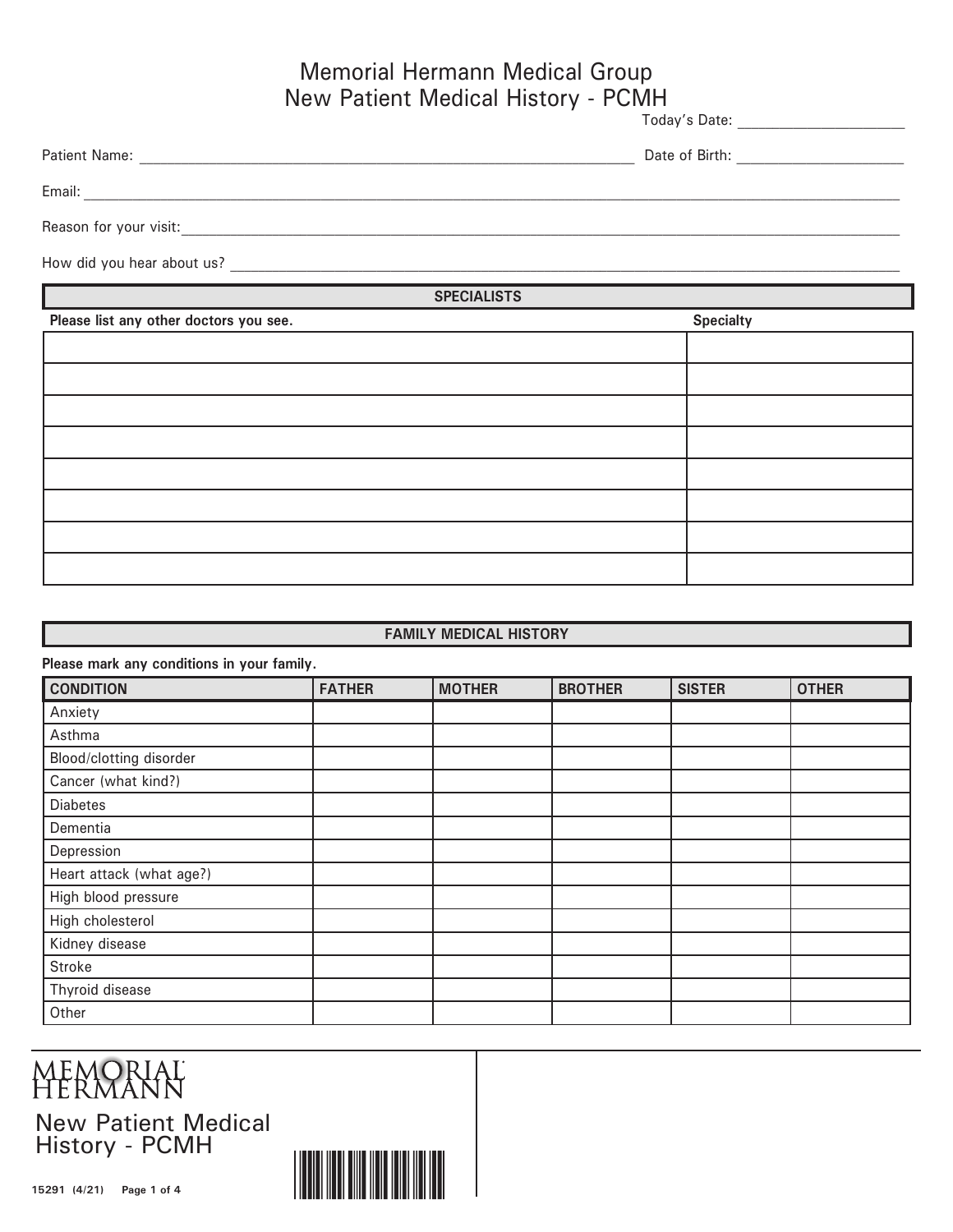# Memorial Hermann Medical Group
## New Patient Medical History - PCMH

Today's Date: ____________________

Patient Name: ____________________________________________ Date of Birth: ____________________

Email: ______________________________________________________________________________

Reason for your visit: _________________________________________________________________

How did you hear about us? _____________________________________________________________

### SPECIALISTS

| Please list any other doctors you see. | Specialty |
|---|---|
| | |
| | |
| | |
| | |
| | |
| | |
| | |
| | |

### FAMILY MEDICAL HISTORY

**Please mark any conditions in your family.**

| CONDITION | FATHER | MOTHER | BROTHER | SISTER | OTHER |
|---|---|---|---|---|---|
| Anxiety | | | | | |
| Asthma | | | | | |
| Blood/clotting disorder | | | | | |
| Cancer (what kind?) | | | | | |
| Diabetes | | | | | |
| Dementia | | | | | |
| Depression | | | | | |
| Heart attack (what age?) | | | | | |
| High blood pressure | | | | | |
| High cholesterol | | | | | |
| Kidney disease | | | | | |
| Stroke | | | | | |
| Thyroid disease | | | | | |
| Other | | | | | |

MEMORIAL HERMANN

New Patient Medical History - PCMH

15291 (4/21)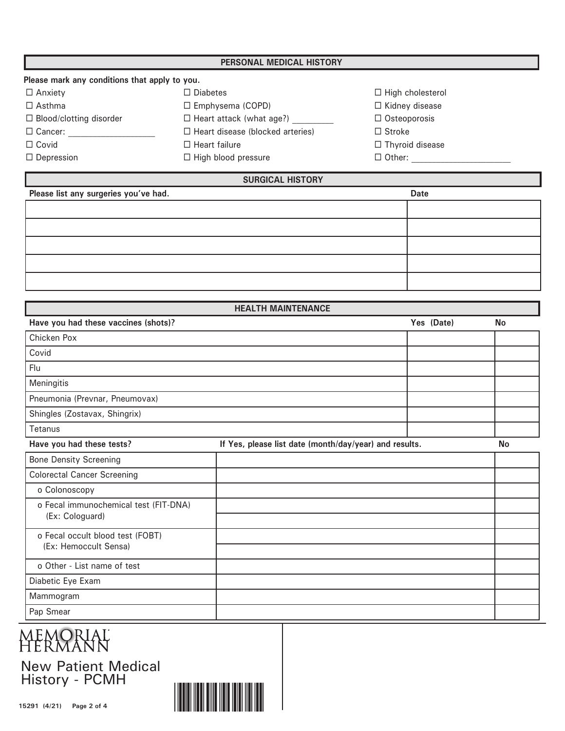## PERSONAL MEDICAL HISTORY

**Please mark any conditions that apply to you.**

- ☐ Anxiety
- ☐ Asthma
- ☐ Blood/clotting disorder
- ☐ Cancer: ___________________
- ☐ Covid
- ☐ Depression
- ☐ Diabetes
- ☐ Emphysema (COPD)
- ☐ Heart attack (what age?) _________
- ☐ Heart disease (blocked arteries)
- ☐ Heart failure
- ☐ High blood pressure
- ☐ High cholesterol
- ☐ Kidney disease
- ☐ Osteoporosis
- ☐ Stroke
- ☐ Thyroid disease
- ☐ Other: _____________________

## SURGICAL HISTORY

| Please list any surgeries you've had. | Date |
|---|---|
| | |
| | |
| | |
| | |
| | |

## HEALTH MAINTENANCE

| Have you had these vaccines (shots)? | Yes (Date) | No |
|---|---|---|
| Chicken Pox | | |
| Covid | | |
| Flu | | |
| Meningitis | | |
| Pneumonia (Prevnar, Pneumovax) | | |
| Shingles (Zostavax, Shingrix) | | |
| Tetanus | | |

| Have you had these tests? | If Yes, please list date (month/day/year) and results. | No |
|---|---|---|
| Bone Density Screening | | |
| Colorectal Cancer Screening | | |
| o Colonoscopy | | |
| o Fecal immunochemical test (FIT-DNA) (Ex: Cologuard) | | |
| | | |
| o Fecal occult blood test (FOBT) (Ex: Hemoccult Sensa) | | |
| | | |
| o Other - List name of test | | |
| Diabetic Eye Exam | | |
| Mammogram | | |
| Pap Smear | | |

MEMORIAL HERMANN

New Patient Medical History - PCMH

15291 (4/21)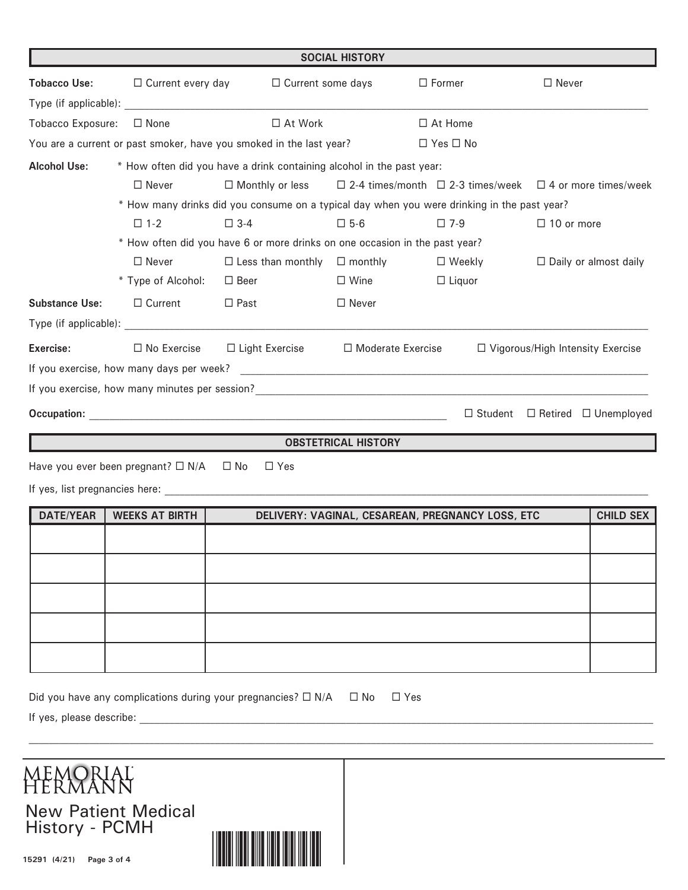## SOCIAL HISTORY

**Tobacco Use:** ☐ Current every day ☐ Current some days ☐ Former ☐ Never

Type (if applicable): ____________________

Tobacco Exposure: ☐ None ☐ At Work ☐ At Home

You are a current or past smoker, have you smoked in the last year? ☐ Yes ☐ No

**Alcohol Use:**

* How often did you have a drink containing alcohol in the past year:

  ☐ Never ☐ Monthly or less ☐ 2-4 times/month ☐ 2-3 times/week ☐ 4 or more times/week

* How many drinks did you consume on a typical day when you were drinking in the past year?

  ☐ 1-2 ☐ 3-4 ☐ 5-6 ☐ 7-9 ☐ 10 or more

* How often did you have 6 or more drinks on one occasion in the past year?

  ☐ Never ☐ Less than monthly ☐ monthly ☐ Weekly ☐ Daily or almost daily

* Type of Alcohol: ☐ Beer ☐ Wine ☐ Liquor

**Substance Use:** ☐ Current ☐ Past ☐ Never

Type (if applicable): ____________________

**Exercise:** ☐ No Exercise ☐ Light Exercise ☐ Moderate Exercise ☐ Vigorous/High Intensity Exercise

If you exercise, how many days per week? ____________________

If you exercise, how many minutes per session? ____________________

**Occupation:** ____________________ ☐ Student ☐ Retired ☐ Unemployed

## OBSTETRICAL HISTORY

Have you ever been pregnant? ☐ N/A ☐ No ☐ Yes

If yes, list pregnancies here: ____________________

| DATE/YEAR | WEEKS AT BIRTH | DELIVERY: VAGINAL, CESAREAN, PREGNANCY LOSS, ETC | CHILD SEX |
|---|---|---|---|
| | | | |
| | | | |
| | | | |
| | | | |
| | | | |

Did you have any complications during your pregnancies? ☐ N/A ☐ No ☐ Yes

If yes, please describe: ____________________

____________________

MEMORIAL HERMANN

New Patient Medical History - PCMH

15291 (4/21)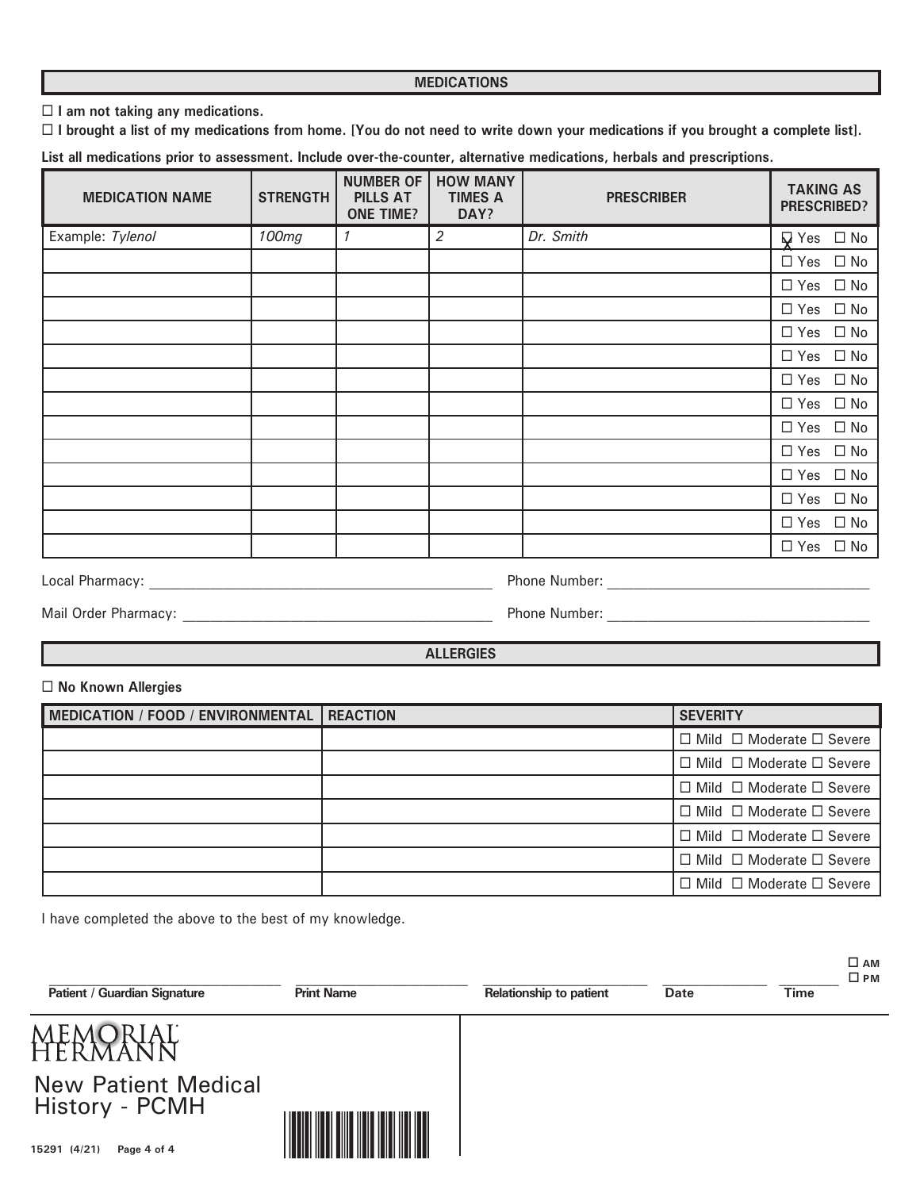## MEDICATIONS

☐ **I am not taking any medications.**

☐ **I brought a list of my medications from home. [You do not need to write down your medications if you brought a complete list].**

**List all medications prior to assessment. Include over-the-counter, alternative medications, herbals and prescriptions.**

| MEDICATION NAME | STRENGTH | NUMBER OF PILLS AT ONE TIME? | HOW MANY TIMES A DAY? | PRESCRIBER | TAKING AS PRESCRIBED? |
|---|---|---|---|---|---|
| Example: *Tylenol* | *100mg* | *1* | *2* | *Dr. Smith* | ☒ Yes ☐ No |
| | | | | | ☐ Yes ☐ No |
| | | | | | ☐ Yes ☐ No |
| | | | | | ☐ Yes ☐ No |
| | | | | | ☐ Yes ☐ No |
| | | | | | ☐ Yes ☐ No |
| | | | | | ☐ Yes ☐ No |
| | | | | | ☐ Yes ☐ No |
| | | | | | ☐ Yes ☐ No |
| | | | | | ☐ Yes ☐ No |
| | | | | | ☐ Yes ☐ No |
| | | | | | ☐ Yes ☐ No |
| | | | | | ☐ Yes ☐ No |
| | | | | | ☐ Yes ☐ No |

Local Pharmacy: ______________________________ Phone Number: ______________________________

Mail Order Pharmacy: ______________________________ Phone Number: ______________________________

## ALLERGIES

☐ **No Known Allergies**

| MEDICATION / FOOD / ENVIRONMENTAL | REACTION | SEVERITY |
|---|---|---|
| | | ☐ Mild ☐ Moderate ☐ Severe |
| | | ☐ Mild ☐ Moderate ☐ Severe |
| | | ☐ Mild ☐ Moderate ☐ Severe |
| | | ☐ Mild ☐ Moderate ☐ Severe |
| | | ☐ Mild ☐ Moderate ☐ Severe |
| | | ☐ Mild ☐ Moderate ☐ Severe |
| | | ☐ Mild ☐ Moderate ☐ Severe |

I have completed the above to the best of my knowledge.

______________________ ______________________ ______________________ ____________ ________ ☐ AM ☐ PM

**Patient / Guardian Signature** **Print Name** **Relationship to patient** **Date** **Time**

MEMORIAL HERMANN

New Patient Medical History - PCMH

15291 (4/21)